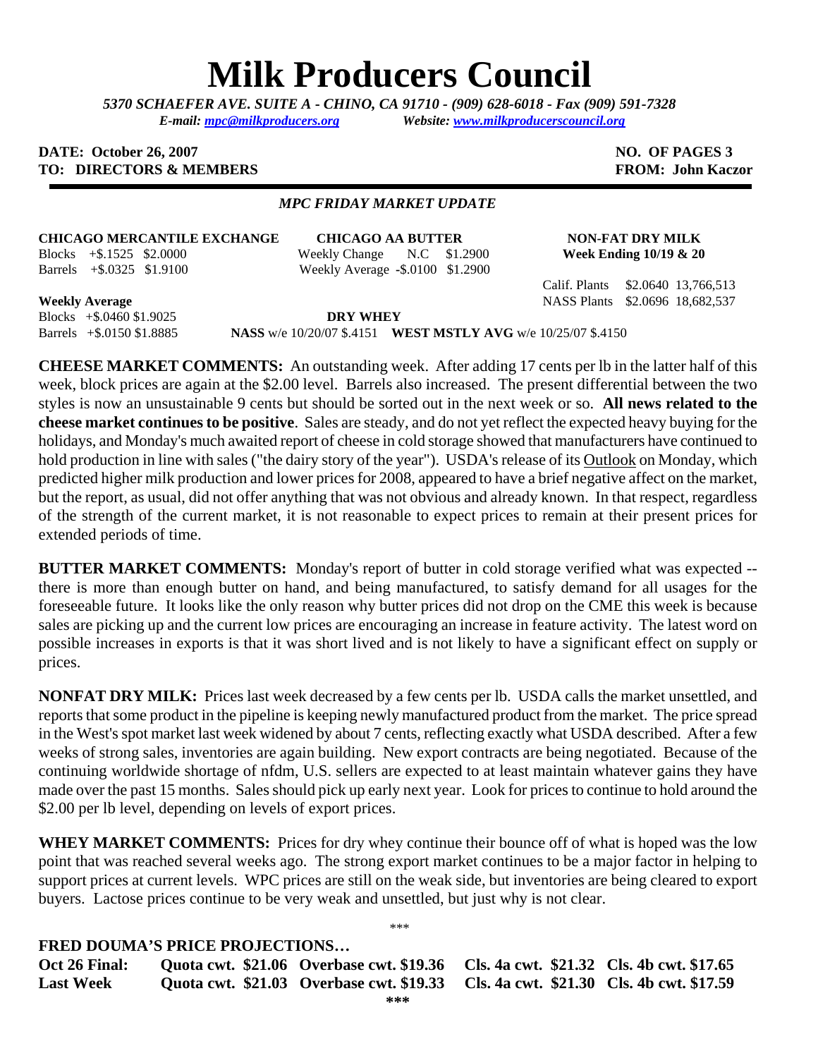# Milk Producers Council

*5370 SCHAEFER AVE. SUITE A - CHINO, CA 91710 - (909) 628-6018 - Fax (909) 591-7328*
*E-mail: mpc@milkproducers.org Website: www.milkproducerscouncil.org*

**DATE: October 26, 2007** **NO. OF PAGES 3**
**TO: DIRECTORS & MEMBERS** **FROM: John Kaczor**

*MPC FRIDAY MARKET UPDATE*

**CHICAGO MERCANTILE EXCHANGE**

| | Change | Price |
|---|---|---|
| Blocks | +$.1525 | $2.0000 |
| Barrels | +$.0325 | $1.9100 |

**Weekly Average**

| | Change | Price |
|---|---|---|
| Blocks | +$.0460 | $1.9025 |
| Barrels | +$.0150 | $1.8885 |

**CHICAGO AA BUTTER**

| | Change | Price |
|---|---|---|
| Weekly Change | N.C | $1.2900 |
| Weekly Average | -$.0100 | $1.2900 |

**NON-FAT DRY MILK**
**Week Ending 10/19 & 20**

| | Price | Volume |
|---|---|---|
| Calif. Plants | $2.0640 | 13,766,513 |
| NASS Plants | $2.0696 | 18,682,537 |

**DRY WHEY**
**NASS** w/e 10/20/07 $.4151 **WEST MSTLY AVG** w/e 10/25/07 $.4150

**CHEESE MARKET COMMENTS:** An outstanding week. After adding 17 cents per lb in the latter half of this week, block prices are again at the $2.00 level. Barrels also increased. The present differential between the two styles is now an unsustainable 9 cents but should be sorted out in the next week or so. **All news related to the cheese market continues to be positive**. Sales are steady, and do not yet reflect the expected heavy buying for the holidays, and Monday's much awaited report of cheese in cold storage showed that manufacturers have continued to hold production in line with sales ("the dairy story of the year"). USDA's release of its Outlook on Monday, which predicted higher milk production and lower prices for 2008, appeared to have a brief negative affect on the market, but the report, as usual, did not offer anything that was not obvious and already known. In that respect, regardless of the strength of the current market, it is not reasonable to expect prices to remain at their present prices for extended periods of time.

**BUTTER MARKET COMMENTS:** Monday's report of butter in cold storage verified what was expected -- there is more than enough butter on hand, and being manufactured, to satisfy demand for all usages for the foreseeable future. It looks like the only reason why butter prices did not drop on the CME this week is because sales are picking up and the current low prices are encouraging an increase in feature activity. The latest word on possible increases in exports is that it was short lived and is not likely to have a significant effect on supply or prices.

**NONFAT DRY MILK:** Prices last week decreased by a few cents per lb. USDA calls the market unsettled, and reports that some product in the pipeline is keeping newly manufactured product from the market. The price spread in the West's spot market last week widened by about 7 cents, reflecting exactly what USDA described. After a few weeks of strong sales, inventories are again building. New export contracts are being negotiated. Because of the continuing worldwide shortage of nfdm, U.S. sellers are expected to at least maintain whatever gains they have made over the past 15 months. Sales should pick up early next year. Look for prices to continue to hold around the $2.00 per lb level, depending on levels of export prices.

**WHEY MARKET COMMENTS:** Prices for dry whey continue their bounce off of what is hoped was the low point that was reached several weeks ago. The strong export market continues to be a major factor in helping to support prices at current levels. WPC prices are still on the weak side, but inventories are being cleared to export buyers. Lactose prices continue to be very weak and unsettled, but just why is not clear.

***

**FRED DOUMA'S PRICE PROJECTIONS…**

| | | | | |
|---|---|---|---|---|
| **Oct 26 Final:** | **Quota cwt. $21.06** | **Overbase cwt. $19.36** | **Cls. 4a cwt. $21.32** | **Cls. 4b cwt. $17.65** |
| **Last Week** | **Quota cwt. $21.03** | **Overbase cwt. $19.33** | **Cls. 4a cwt. $21.30** | **Cls. 4b cwt. $17.59** |

***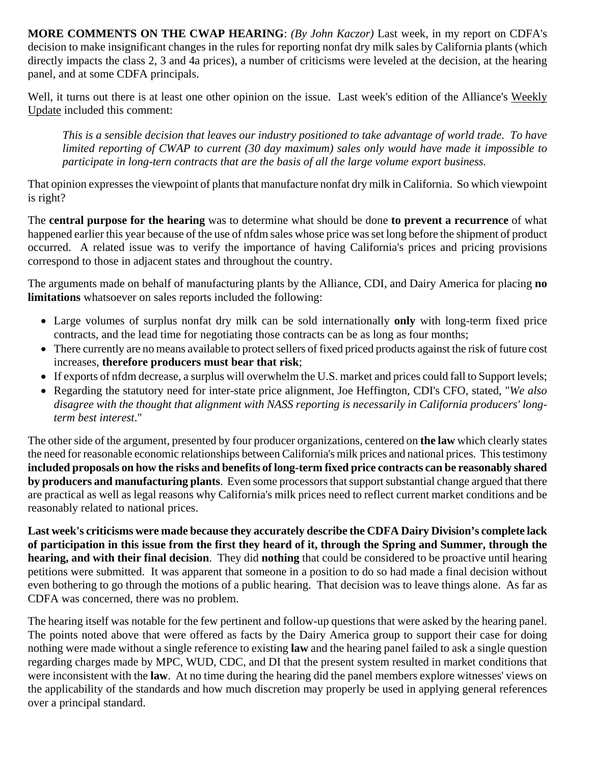**MORE COMMENTS ON THE CWAP HEARING**: *(By John Kaczor)* Last week, in my report on CDFA's decision to make insignificant changes in the rules for reporting nonfat dry milk sales by California plants (which directly impacts the class 2, 3 and 4a prices), a number of criticisms were leveled at the decision, at the hearing panel, and at some CDFA principals.

Well, it turns out there is at least one other opinion on the issue. Last week's edition of the Alliance's Weekly Update included this comment:

> *This is a sensible decision that leaves our industry positioned to take advantage of world trade. To have limited reporting of CWAP to current (30 day maximum) sales only would have made it impossible to participate in long-tern contracts that are the basis of all the large volume export business.*

That opinion expresses the viewpoint of plants that manufacture nonfat dry milk in California. So which viewpoint is right?

The **central purpose for the hearing** was to determine what should be done **to prevent a recurrence** of what happened earlier this year because of the use of nfdm sales whose price was set long before the shipment of product occurred. A related issue was to verify the importance of having California's prices and pricing provisions correspond to those in adjacent states and throughout the country.

The arguments made on behalf of manufacturing plants by the Alliance, CDI, and Dairy America for placing **no limitations** whatsoever on sales reports included the following:

- Large volumes of surplus nonfat dry milk can be sold internationally **only** with long-term fixed price contracts, and the lead time for negotiating those contracts can be as long as four months;
- There currently are no means available to protect sellers of fixed priced products against the risk of future cost increases, **therefore producers must bear that risk**;
- If exports of nfdm decrease, a surplus will overwhelm the U.S. market and prices could fall to Support levels;
- Regarding the statutory need for inter-state price alignment, Joe Heffington, CDI's CFO, stated, "*We also disagree with the thought that alignment with NASS reporting is necessarily in California producers' long-term best interest*."

The other side of the argument, presented by four producer organizations, centered on **the law** which clearly states the need for reasonable economic relationships between California's milk prices and national prices. This testimony **included proposals on how the risks and benefits of long-term fixed price contracts can be reasonably shared by producers and manufacturing plants**. Even some processors that support substantial change argued that there are practical as well as legal reasons why California's milk prices need to reflect current market conditions and be reasonably related to national prices.

**Last week's criticisms were made because they accurately describe the CDFA Dairy Division's complete lack of participation in this issue from the first they heard of it, through the Spring and Summer, through the hearing, and with their final decision**. They did **nothing** that could be considered to be proactive until hearing petitions were submitted. It was apparent that someone in a position to do so had made a final decision without even bothering to go through the motions of a public hearing. That decision was to leave things alone. As far as CDFA was concerned, there was no problem.

The hearing itself was notable for the few pertinent and follow-up questions that were asked by the hearing panel. The points noted above that were offered as facts by the Dairy America group to support their case for doing nothing were made without a single reference to existing **law** and the hearing panel failed to ask a single question regarding charges made by MPC, WUD, CDC, and DI that the present system resulted in market conditions that were inconsistent with the **law**. At no time during the hearing did the panel members explore witnesses' views on the applicability of the standards and how much discretion may properly be used in applying general references over a principal standard.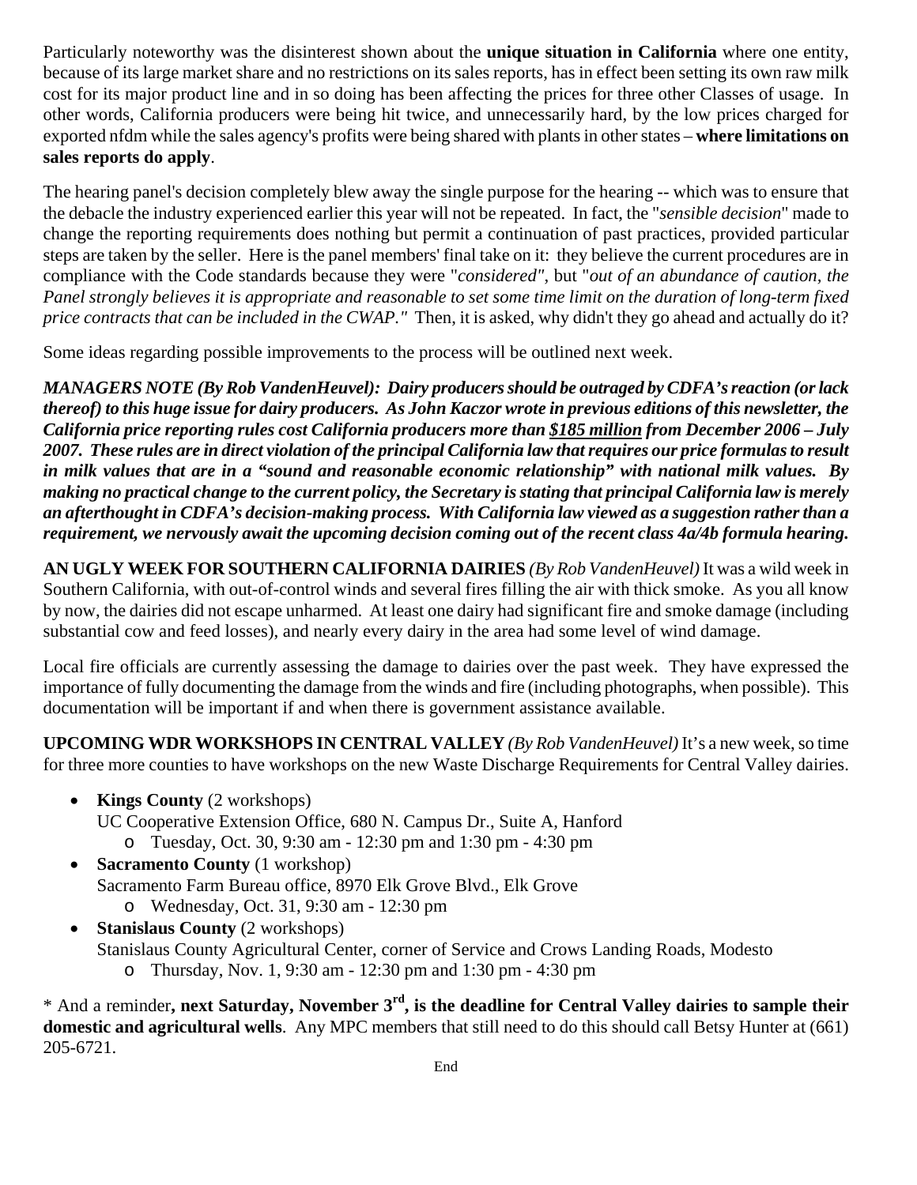Particularly noteworthy was the disinterest shown about the **unique situation in California** where one entity, because of its large market share and no restrictions on its sales reports, has in effect been setting its own raw milk cost for its major product line and in so doing has been affecting the prices for three other Classes of usage. In other words, California producers were being hit twice, and unnecessarily hard, by the low prices charged for exported nfdm while the sales agency's profits were being shared with plants in other states – **where limitations on sales reports do apply**.

The hearing panel's decision completely blew away the single purpose for the hearing -- which was to ensure that the debacle the industry experienced earlier this year will not be repeated. In fact, the "*sensible decision*" made to change the reporting requirements does nothing but permit a continuation of past practices, provided particular steps are taken by the seller. Here is the panel members' final take on it: they believe the current procedures are in compliance with the Code standards because they were "*considered"*, but "*out of an abundance of caution, the Panel strongly believes it is appropriate and reasonable to set some time limit on the duration of long-term fixed price contracts that can be included in the CWAP."* Then, it is asked, why didn't they go ahead and actually do it?

Some ideas regarding possible improvements to the process will be outlined next week.

***MANAGERS NOTE (By Rob VandenHeuvel): Dairy producers should be outraged by CDFA's reaction (or lack thereof) to this huge issue for dairy producers. As John Kaczor wrote in previous editions of this newsletter, the California price reporting rules cost California producers more than <u>$185 million</u> from December 2006 – July 2007. These rules are in direct violation of the principal California law that requires our price formulas to result in milk values that are in a "sound and reasonable economic relationship" with national milk values. By making no practical change to the current policy, the Secretary is stating that principal California law is merely an afterthought in CDFA's decision-making process. With California law viewed as a suggestion rather than a requirement, we nervously await the upcoming decision coming out of the recent class 4a/4b formula hearing.***

**AN UGLY WEEK FOR SOUTHERN CALIFORNIA DAIRIES** *(By Rob VandenHeuvel)* It was a wild week in Southern California, with out-of-control winds and several fires filling the air with thick smoke. As you all know by now, the dairies did not escape unharmed. At least one dairy had significant fire and smoke damage (including substantial cow and feed losses), and nearly every dairy in the area had some level of wind damage.

Local fire officials are currently assessing the damage to dairies over the past week. They have expressed the importance of fully documenting the damage from the winds and fire (including photographs, when possible). This documentation will be important if and when there is government assistance available.

**UPCOMING WDR WORKSHOPS IN CENTRAL VALLEY** *(By Rob VandenHeuvel)* It's a new week, so time for three more counties to have workshops on the new Waste Discharge Requirements for Central Valley dairies.

- **Kings County** (2 workshops)
  UC Cooperative Extension Office, 680 N. Campus Dr., Suite A, Hanford
  - Tuesday, Oct. 30, 9:30 am - 12:30 pm and 1:30 pm - 4:30 pm
- **Sacramento County** (1 workshop)
  Sacramento Farm Bureau office, 8970 Elk Grove Blvd., Elk Grove
  - Wednesday, Oct. 31, 9:30 am - 12:30 pm
- **Stanislaus County** (2 workshops)
  Stanislaus County Agricultural Center, corner of Service and Crows Landing Roads, Modesto
  - Thursday, Nov. 1, 9:30 am - 12:30 pm and 1:30 pm - 4:30 pm

* And a reminder**, next Saturday, November 3rd, is the deadline for Central Valley dairies to sample their domestic and agricultural wells**. Any MPC members that still need to do this should call Betsy Hunter at (661) 205-6721.

End